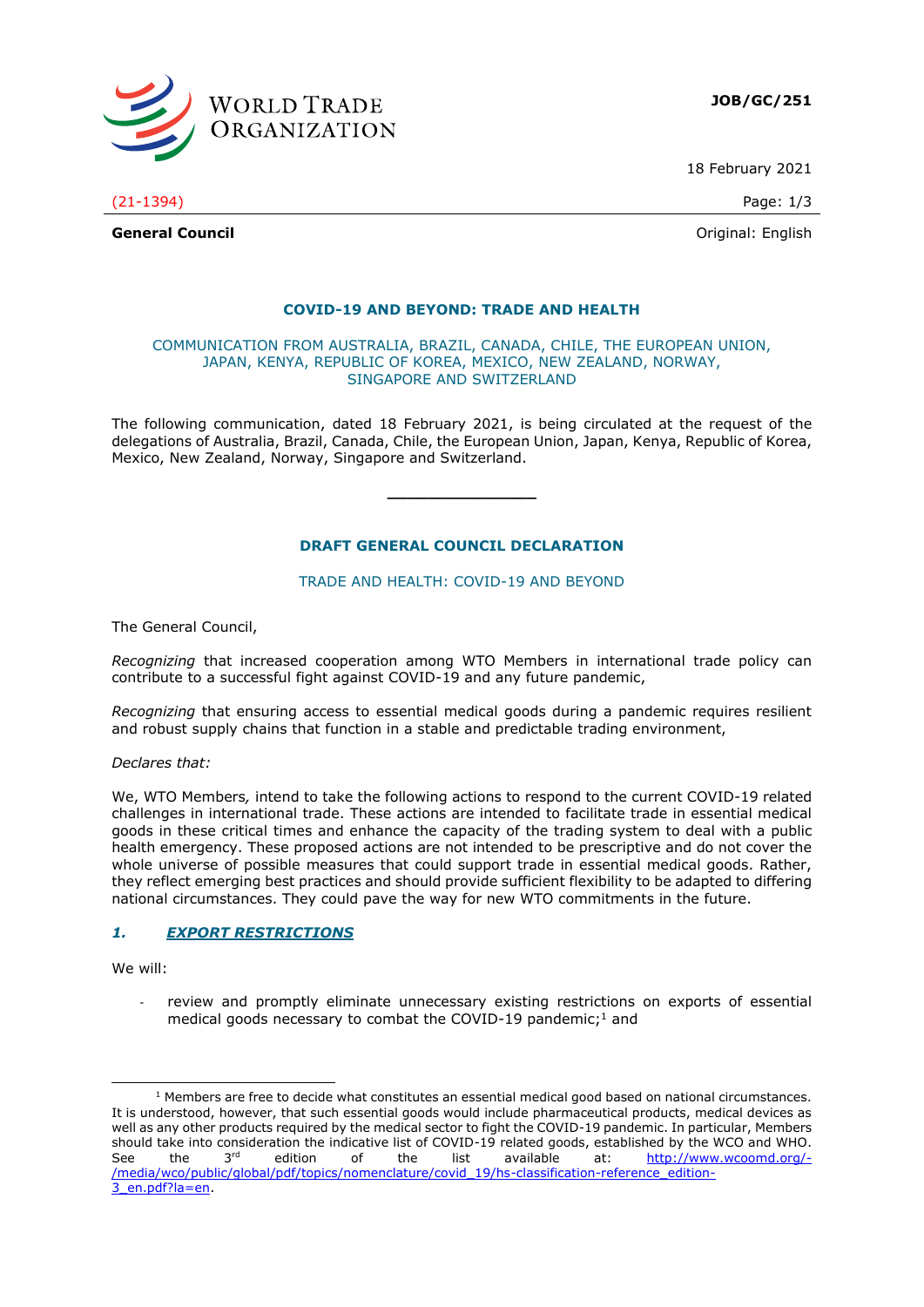**JOB/GC/251**

18 February 2021

(21-1394)

**General Council** Original: English

## COVID-19 AND BEYOND: TRADE AND HEALTH

COMMUNICATION FROM AUSTRALIA, BRAZIL, CANADA, CHILE, THE EUROPEAN UNION, JAPAN, KENYA, REPUBLIC OF KOREA, MEXICO, NEW ZEALAND, NORWAY, SINGAPORE AND SWITZERLAND

The following communication, dated 18 February 2021, is being circulated at the request of the delegations of Australia, Brazil, Canada, Chile, the European Union, Japan, Kenya, Republic of Korea, Mexico, New Zealand, Norway, Singapore and Switzerland.

---

## DRAFT GENERAL COUNCIL DECLARATION

TRADE AND HEALTH: COVID-19 AND BEYOND

The General Council,

*Recognizing* that increased cooperation among WTO Members in international trade policy can contribute to a successful fight against COVID-19 and any future pandemic,

*Recognizing* that ensuring access to essential medical goods during a pandemic requires resilient and robust supply chains that function in a stable and predictable trading environment,

*Declares that:*

We, WTO Members, intend to take the following actions to respond to the current COVID-19 related challenges in international trade. These actions are intended to facilitate trade in essential medical goods in these critical times and enhance the capacity of the trading system to deal with a public health emergency. These proposed actions are not intended to be prescriptive and do not cover the whole universe of possible measures that could support trade in essential medical goods. Rather, they reflect emerging best practices and should provide sufficient flexibility to be adapted to differing national circumstances. They could pave the way for new WTO commitments in the future.

### *1. EXPORT RESTRICTIONS*

We will:

- review and promptly eliminate unnecessary existing restrictions on exports of essential medical goods necessary to combat the COVID-19 pandemic;[1] and

---

[1] Members are free to decide what constitutes an essential medical good based on national circumstances. It is understood, however, that such essential goods would include pharmaceutical products, medical devices as well as any other products required by the medical sector to fight the COVID-19 pandemic. In particular, Members should take into consideration the indicative list of COVID-19 related goods, established by the WCO and WHO. See the 3rd edition of the list available at: http://www.wcoomd.org/-/media/wco/public/global/pdf/topics/nomenclature/covid_19/hs-classification-reference_edition-3_en.pdf?la=en.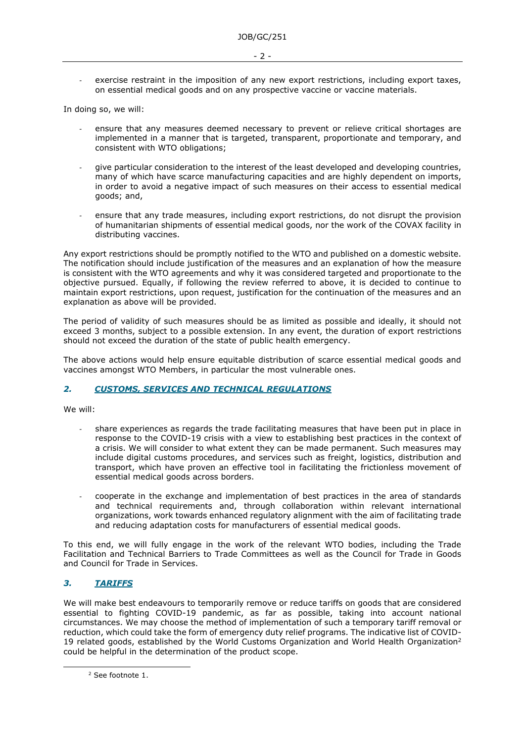- exercise restraint in the imposition of any new export restrictions, including export taxes, on essential medical goods and on any prospective vaccine or vaccine materials.

In doing so, we will:

- ensure that any measures deemed necessary to prevent or relieve critical shortages are implemented in a manner that is targeted, transparent, proportionate and temporary, and consistent with WTO obligations;

- give particular consideration to the interest of the least developed and developing countries, many of which have scarce manufacturing capacities and are highly dependent on imports, in order to avoid a negative impact of such measures on their access to essential medical goods; and,

- ensure that any trade measures, including export restrictions, do not disrupt the provision of humanitarian shipments of essential medical goods, nor the work of the COVAX facility in distributing vaccines.

Any export restrictions should be promptly notified to the WTO and published on a domestic website. The notification should include justification of the measures and an explanation of how the measure is consistent with the WTO agreements and why it was considered targeted and proportionate to the objective pursued. Equally, if following the review referred to above, it is decided to continue to maintain export restrictions, upon request, justification for the continuation of the measures and an explanation as above will be provided.

The period of validity of such measures should be as limited as possible and ideally, it should not exceed 3 months, subject to a possible extension. In any event, the duration of export restrictions should not exceed the duration of the state of public health emergency.

The above actions would help ensure equitable distribution of scarce essential medical goods and vaccines amongst WTO Members, in particular the most vulnerable ones.

## *2. CUSTOMS, SERVICES AND TECHNICAL REGULATIONS*

We will:

- share experiences as regards the trade facilitating measures that have been put in place in response to the COVID-19 crisis with a view to establishing best practices in the context of a crisis. We will consider to what extent they can be made permanent. Such measures may include digital customs procedures, and services such as freight, logistics, distribution and transport, which have proven an effective tool in facilitating the frictionless movement of essential medical goods across borders.

- cooperate in the exchange and implementation of best practices in the area of standards and technical requirements and, through collaboration within relevant international organizations, work towards enhanced regulatory alignment with the aim of facilitating trade and reducing adaptation costs for manufacturers of essential medical goods.

To this end, we will fully engage in the work of the relevant WTO bodies, including the Trade Facilitation and Technical Barriers to Trade Committees as well as the Council for Trade in Goods and Council for Trade in Services.

## *3. TARIFFS*

We will make best endeavours to temporarily remove or reduce tariffs on goods that are considered essential to fighting COVID-19 pandemic, as far as possible, taking into account national circumstances. We may choose the method of implementation of such a temporary tariff removal or reduction, which could take the form of emergency duty relief programs. The indicative list of COVID-19 related goods, established by the World Customs Organization and World Health Organization[2] could be helpful in the determination of the product scope.

[2] See footnote 1.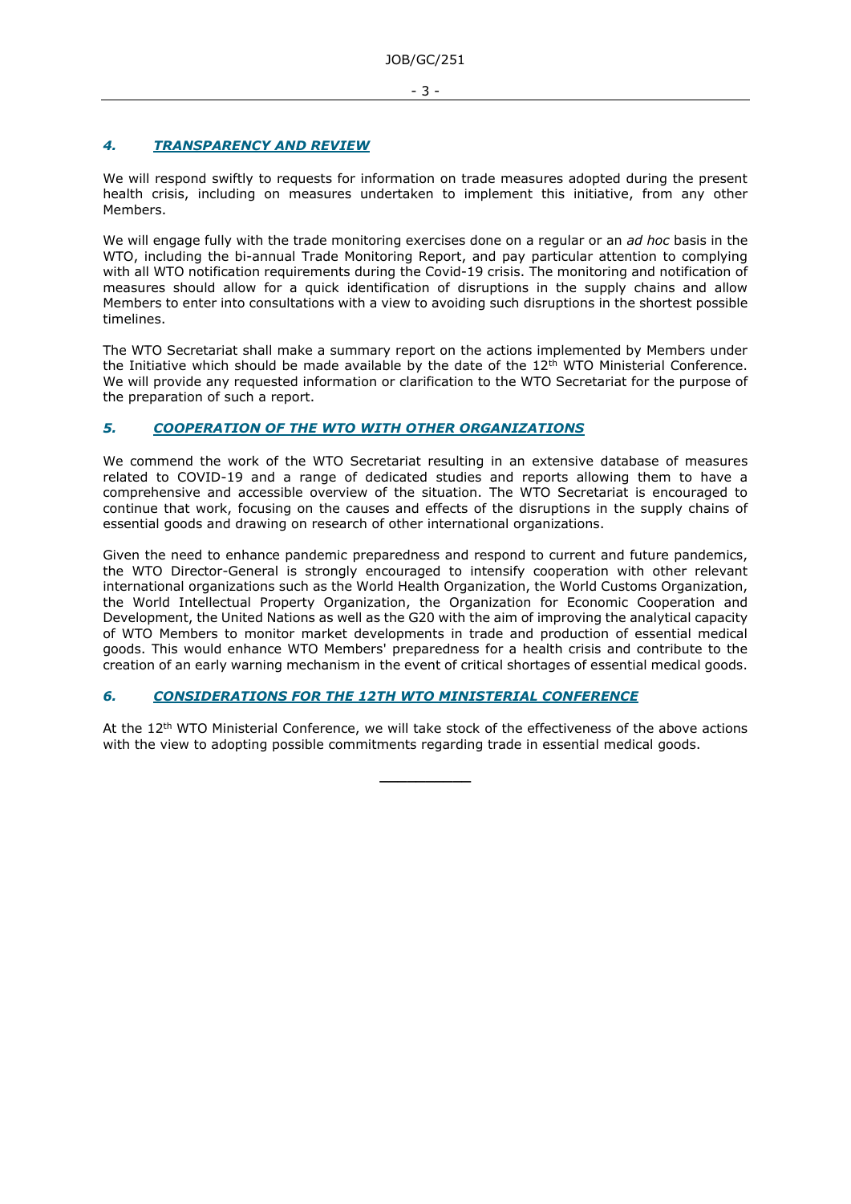## *4. TRANSPARENCY AND REVIEW*

We will respond swiftly to requests for information on trade measures adopted during the present health crisis, including on measures undertaken to implement this initiative, from any other Members.

We will engage fully with the trade monitoring exercises done on a regular or an *ad hoc* basis in the WTO, including the bi-annual Trade Monitoring Report, and pay particular attention to complying with all WTO notification requirements during the Covid-19 crisis. The monitoring and notification of measures should allow for a quick identification of disruptions in the supply chains and allow Members to enter into consultations with a view to avoiding such disruptions in the shortest possible timelines.

The WTO Secretariat shall make a summary report on the actions implemented by Members under the Initiative which should be made available by the date of the 12th WTO Ministerial Conference. We will provide any requested information or clarification to the WTO Secretariat for the purpose of the preparation of such a report.

## *5. COOPERATION OF THE WTO WITH OTHER ORGANIZATIONS*

We commend the work of the WTO Secretariat resulting in an extensive database of measures related to COVID-19 and a range of dedicated studies and reports allowing them to have a comprehensive and accessible overview of the situation. The WTO Secretariat is encouraged to continue that work, focusing on the causes and effects of the disruptions in the supply chains of essential goods and drawing on research of other international organizations.

Given the need to enhance pandemic preparedness and respond to current and future pandemics, the WTO Director-General is strongly encouraged to intensify cooperation with other relevant international organizations such as the World Health Organization, the World Customs Organization, the World Intellectual Property Organization, the Organization for Economic Cooperation and Development, the United Nations as well as the G20 with the aim of improving the analytical capacity of WTO Members to monitor market developments in trade and production of essential medical goods. This would enhance WTO Members' preparedness for a health crisis and contribute to the creation of an early warning mechanism in the event of critical shortages of essential medical goods.

## *6. CONSIDERATIONS FOR THE 12TH WTO MINISTERIAL CONFERENCE*

At the 12th WTO Ministerial Conference, we will take stock of the effectiveness of the above actions with the view to adopting possible commitments regarding trade in essential medical goods.

__________